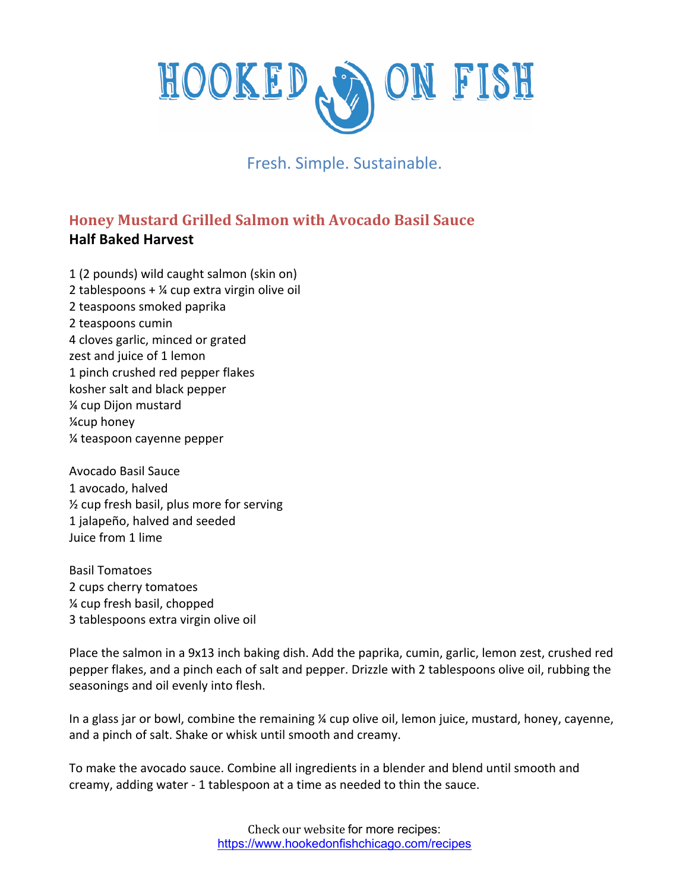# HOOKED ON FISH

Fresh. Simple. Sustainable.

## Honey Mustard Grilled Salmon with Avocado Basil Sauce

**Half Baked Harvest**

1 (2 pounds) wild caught salmon (skin on)
2 tablespoons + ¼ cup extra virgin olive oil
2 teaspoons smoked paprika
2 teaspoons cumin
4 cloves garlic, minced or grated
zest and juice of 1 lemon
1 pinch crushed red pepper flakes
kosher salt and black pepper
¼ cup Dijon mustard
¼cup honey
¼ teaspoon cayenne pepper

Avocado Basil Sauce
1 avocado, halved
½ cup fresh basil, plus more for serving
1 jalapeño, halved and seeded
Juice from 1 lime

Basil Tomatoes
2 cups cherry tomatoes
¼ cup fresh basil, chopped
3 tablespoons extra virgin olive oil

Place the salmon in a 9x13 inch baking dish. Add the paprika, cumin, garlic, lemon zest, crushed red pepper flakes, and a pinch each of salt and pepper. Drizzle with 2 tablespoons olive oil, rubbing the seasonings and oil evenly into flesh.

In a glass jar or bowl, combine the remaining ¼ cup olive oil, lemon juice, mustard, honey, cayenne, and a pinch of salt. Shake or whisk until smooth and creamy.

To make the avocado sauce. Combine all ingredients in a blender and blend until smooth and creamy, adding water - 1 tablespoon at a time as needed to thin the sauce.

Check our website for more recipes:
https://www.hookedonfishchicago.com/recipes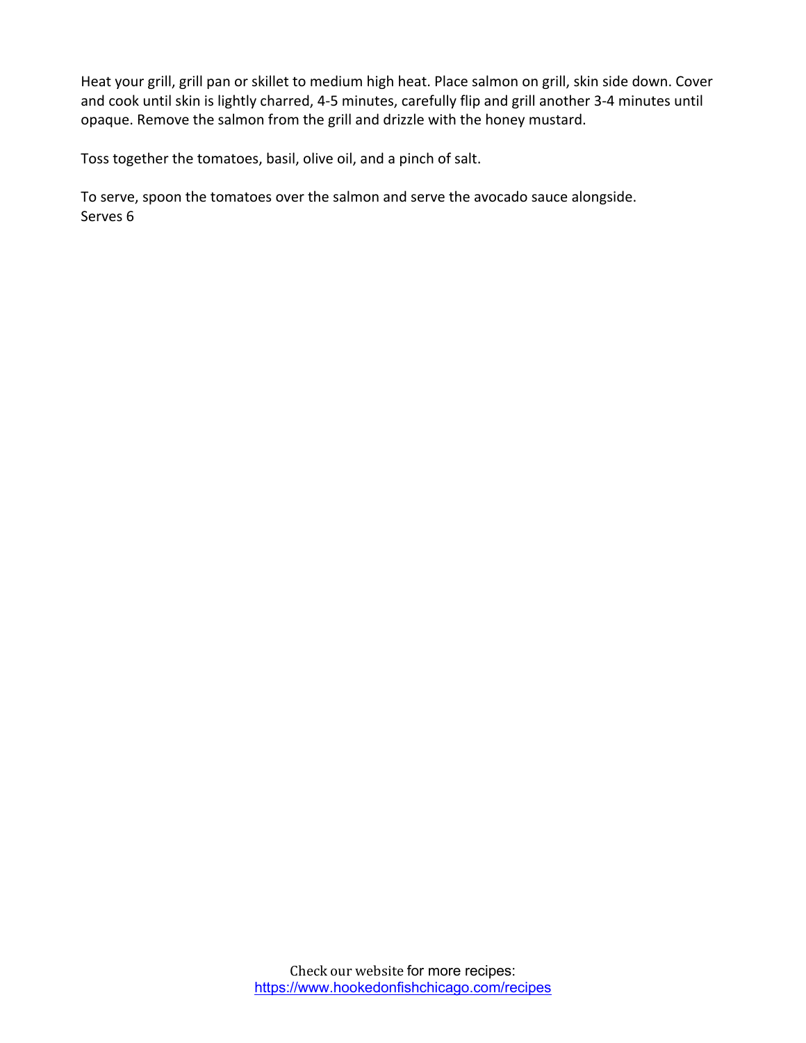Heat your grill, grill pan or skillet to medium high heat. Place salmon on grill, skin side down. Cover and cook until skin is lightly charred, 4-5 minutes, carefully flip and grill another 3-4 minutes until opaque. Remove the salmon from the grill and drizzle with the honey mustard.

Toss together the tomatoes, basil, olive oil, and a pinch of salt.

To serve, spoon the tomatoes over the salmon and serve the avocado sauce alongside.
Serves 6

Check our website for more recipes:
https://www.hookedonfishchicago.com/recipes